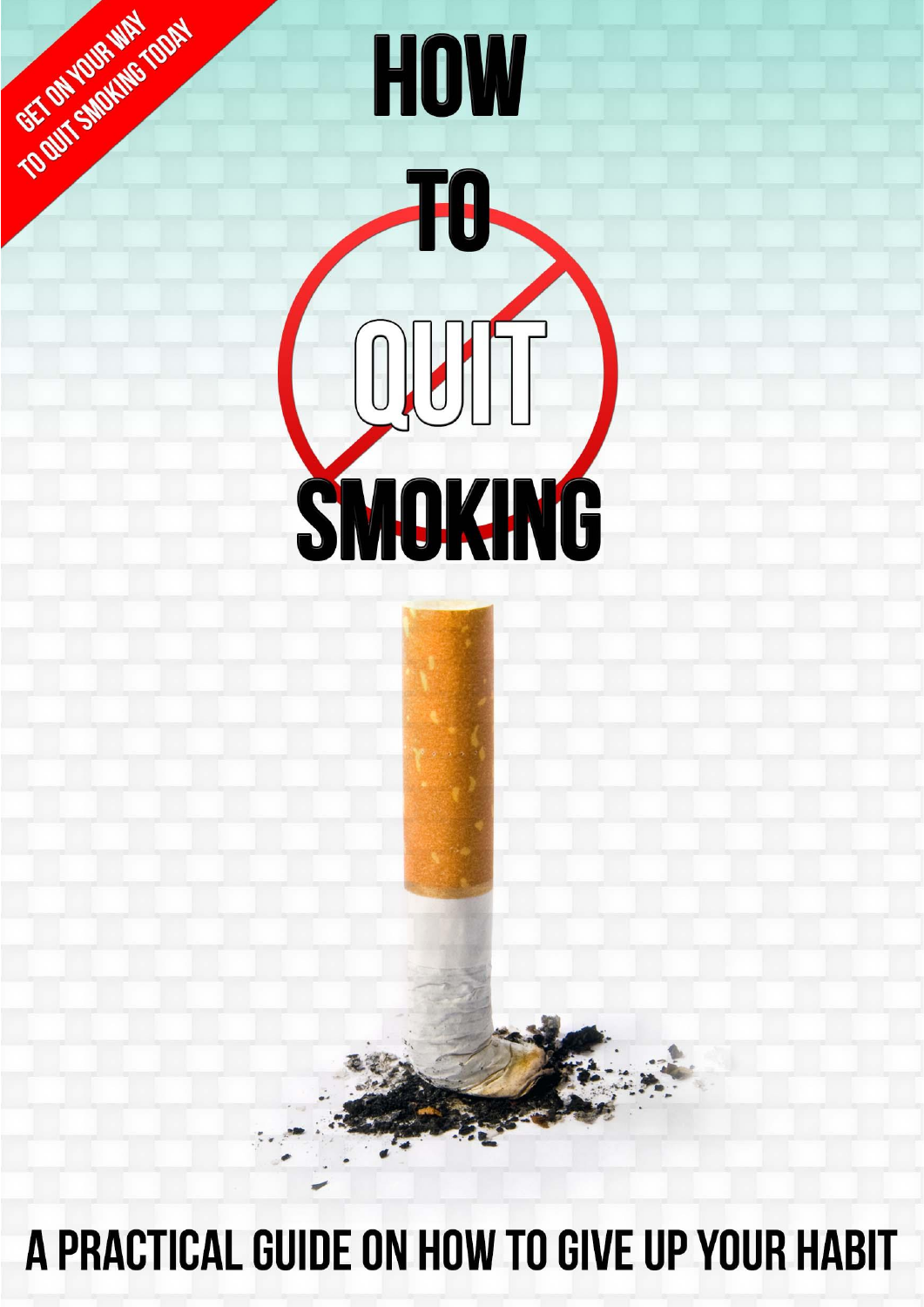GET ON YOUR WAY TO QUIT SMOKING TODAY

# HOW TO QUIT SMOKING

## A PRACTICAL GUIDE ON HOW TO GIVE UP YOUR HABIT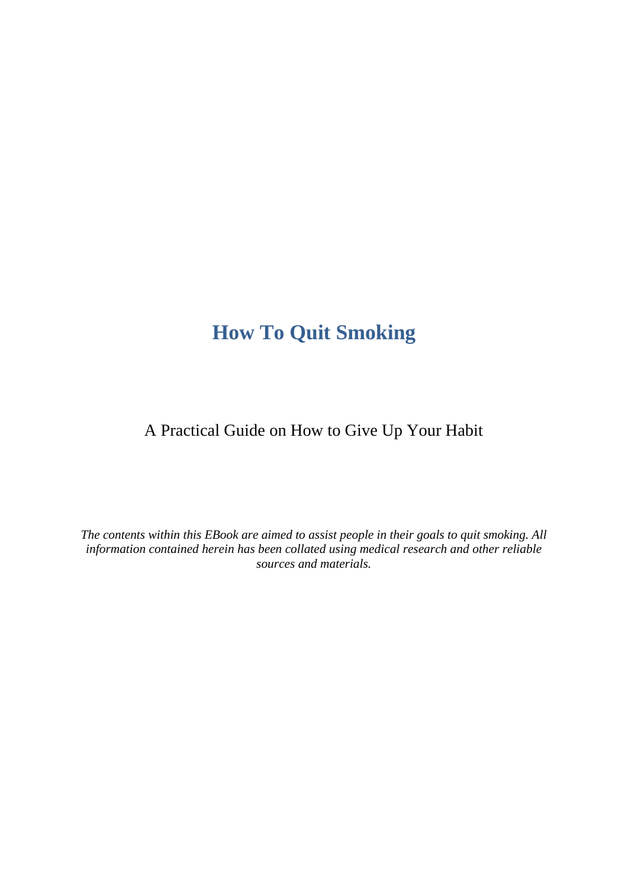# How To Quit Smoking

A Practical Guide on How to Give Up Your Habit

*The contents within this EBook are aimed to assist people in their goals to quit smoking. All information contained herein has been collated using medical research and other reliable sources and materials.*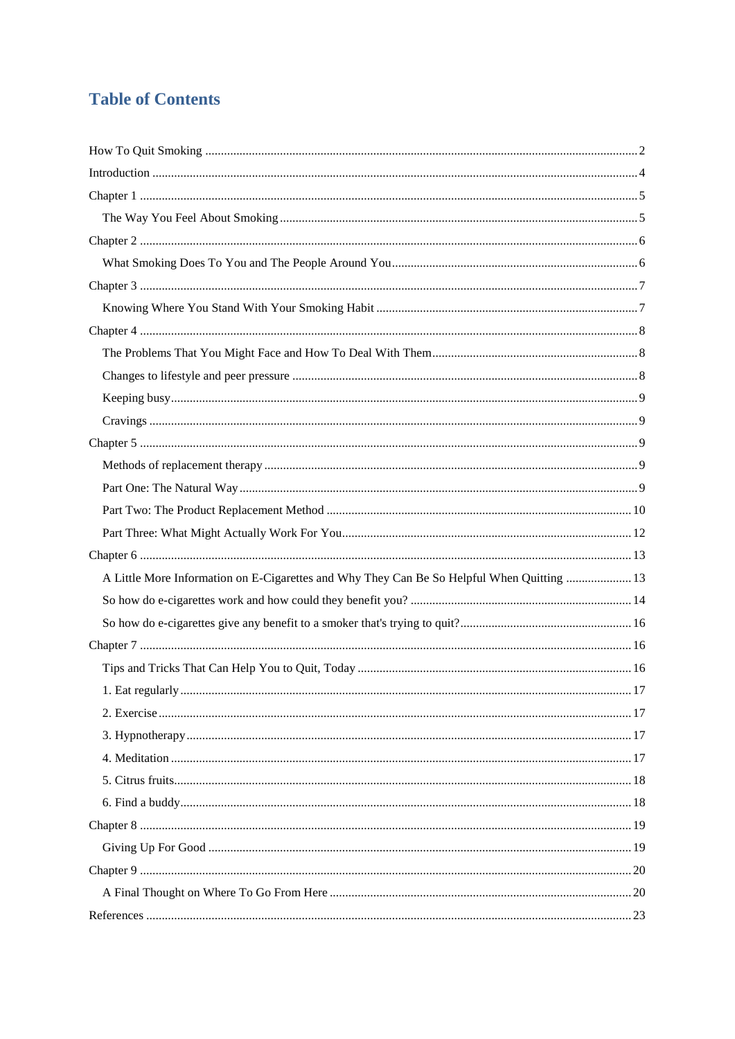# Table of Contents

How To Quit Smoking ........................................................................................................................ 2

Introduction ........................................................................................................................................ 4

Chapter 1 ............................................................................................................................................ 5

- The Way You Feel About Smoking ................................................................................................ 5

Chapter 2 ............................................................................................................................................ 6

- What Smoking Does To You and The People Around You ............................................................ 6

Chapter 3 ............................................................................................................................................ 7

- Knowing Where You Stand With Your Smoking Habit .................................................................. 7

Chapter 4 ............................................................................................................................................ 8

- The Problems That You Might Face and How To Deal With Them ................................................ 8
- Changes to lifestyle and peer pressure ............................................................................................ 8
- Keeping busy .................................................................................................................................. 9
- Cravings ......................................................................................................................................... 9

Chapter 5 ............................................................................................................................................ 9

- Methods of replacement therapy ..................................................................................................... 9
- Part One: The Natural Way ............................................................................................................. 9
- Part Two: The Product Replacement Method ............................................................................... 10
- Part Three: What Might Actually Work For You .......................................................................... 12

Chapter 6 .......................................................................................................................................... 13

- A Little More Information on E-Cigarettes and Why They Can Be So Helpful When Quitting .... 13
- So how do e-cigarettes work and how could they benefit you? ..................................................... 14
- So how do e-cigarettes give any benefit to a smoker that's trying to quit? ..................................... 16

Chapter 7 .......................................................................................................................................... 16

- Tips and Tricks That Can Help You to Quit, Today ...................................................................... 16
- 1. Eat regularly ............................................................................................................................. 17
- 2. Exercise .................................................................................................................................... 17
- 3. Hypnotherapy ........................................................................................................................... 17
- 4. Meditation ................................................................................................................................ 17
- 5. Citrus fruits ............................................................................................................................... 18
- 6. Find a buddy ............................................................................................................................. 18

Chapter 8 .......................................................................................................................................... 19

- Giving Up For Good ..................................................................................................................... 19

Chapter 9 .......................................................................................................................................... 20

- A Final Thought on Where To Go From Here ............................................................................... 20

References ........................................................................................................................................ 23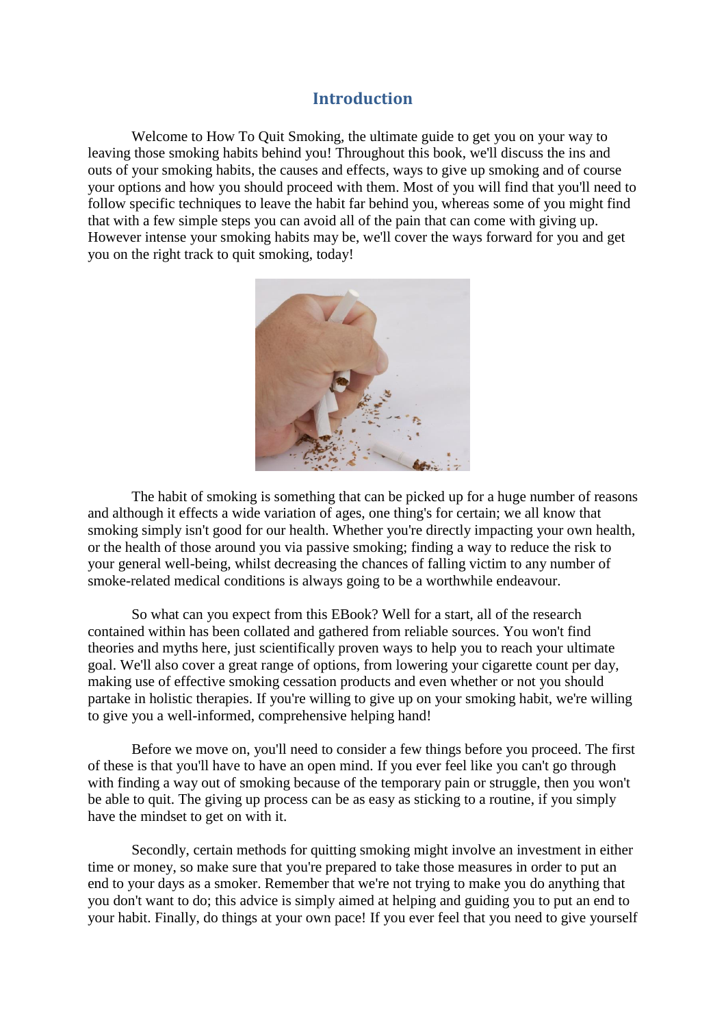# Introduction

Welcome to How To Quit Smoking, the ultimate guide to get you on your way to leaving those smoking habits behind you! Throughout this book, we'll discuss the ins and outs of your smoking habits, the causes and effects, ways to give up smoking and of course your options and how you should proceed with them. Most of you will find that you'll need to follow specific techniques to leave the habit far behind you, whereas some of you might find that with a few simple steps you can avoid all of the pain that can come with giving up. However intense your smoking habits may be, we'll cover the ways forward for you and get you on the right track to quit smoking, today!

The habit of smoking is something that can be picked up for a huge number of reasons and although it effects a wide variation of ages, one thing's for certain; we all know that smoking simply isn't good for our health. Whether you're directly impacting your own health, or the health of those around you via passive smoking; finding a way to reduce the risk to your general well-being, whilst decreasing the chances of falling victim to any number of smoke-related medical conditions is always going to be a worthwhile endeavour.

So what can you expect from this EBook? Well for a start, all of the research contained within has been collated and gathered from reliable sources. You won't find theories and myths here, just scientifically proven ways to help you to reach your ultimate goal. We'll also cover a great range of options, from lowering your cigarette count per day, making use of effective smoking cessation products and even whether or not you should partake in holistic therapies. If you're willing to give up on your smoking habit, we're willing to give you a well-informed, comprehensive helping hand!

Before we move on, you'll need to consider a few things before you proceed. The first of these is that you'll have to have an open mind. If you ever feel like you can't go through with finding a way out of smoking because of the temporary pain or struggle, then you won't be able to quit. The giving up process can be as easy as sticking to a routine, if you simply have the mindset to get on with it.

Secondly, certain methods for quitting smoking might involve an investment in either time or money, so make sure that you're prepared to take those measures in order to put an end to your days as a smoker. Remember that we're not trying to make you do anything that you don't want to do; this advice is simply aimed at helping and guiding you to put an end to your habit. Finally, do things at your own pace! If you ever feel that you need to give yourself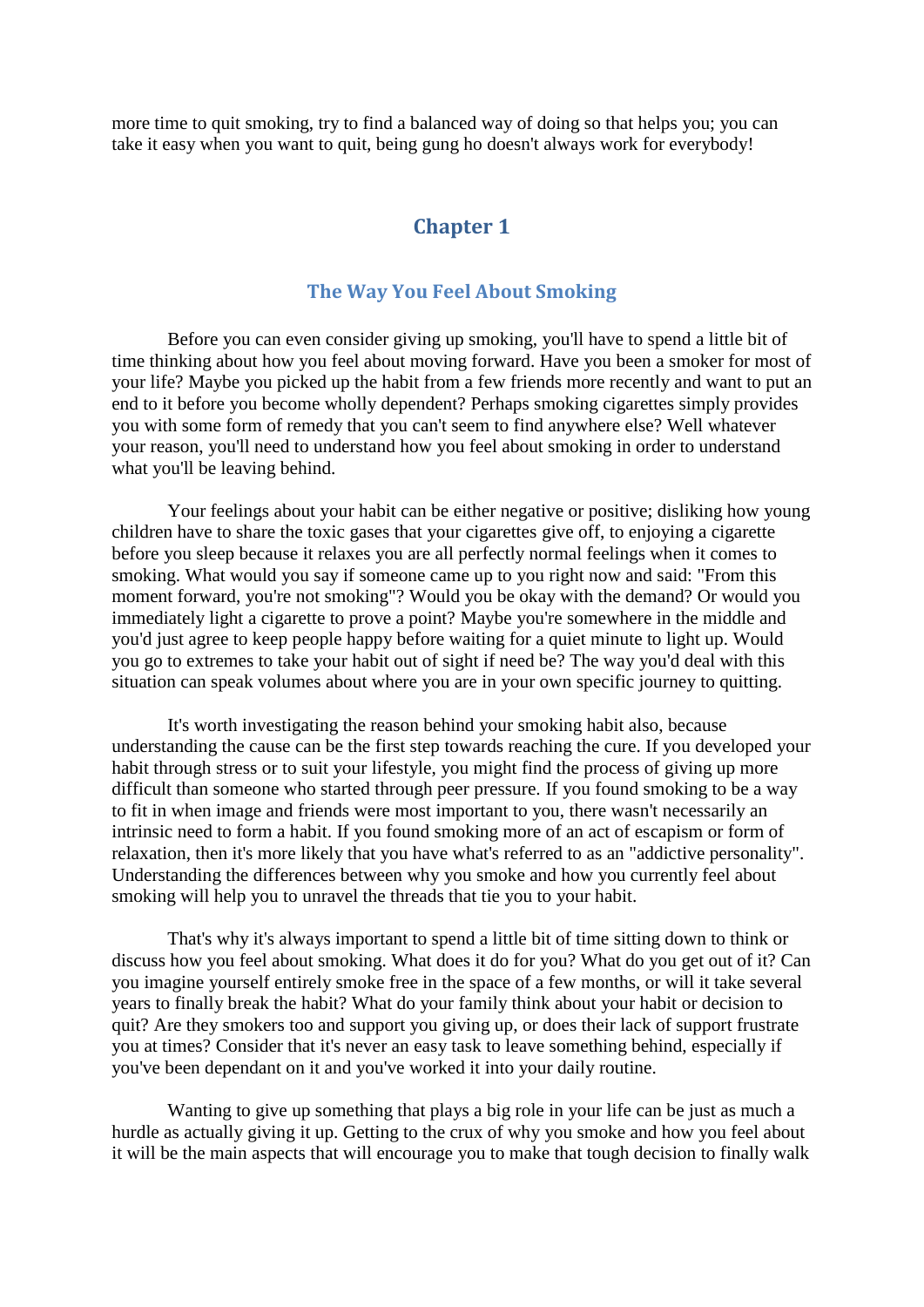more time to quit smoking, try to find a balanced way of doing so that helps you; you can take it easy when you want to quit, being gung ho doesn't always work for everybody!

# Chapter 1

## The Way You Feel About Smoking

Before you can even consider giving up smoking, you'll have to spend a little bit of time thinking about how you feel about moving forward. Have you been a smoker for most of your life? Maybe you picked up the habit from a few friends more recently and want to put an end to it before you become wholly dependent? Perhaps smoking cigarettes simply provides you with some form of remedy that you can't seem to find anywhere else? Well whatever your reason, you'll need to understand how you feel about smoking in order to understand what you'll be leaving behind.

Your feelings about your habit can be either negative or positive; disliking how young children have to share the toxic gases that your cigarettes give off, to enjoying a cigarette before you sleep because it relaxes you are all perfectly normal feelings when it comes to smoking. What would you say if someone came up to you right now and said: "From this moment forward, you're not smoking"? Would you be okay with the demand? Or would you immediately light a cigarette to prove a point? Maybe you're somewhere in the middle and you'd just agree to keep people happy before waiting for a quiet minute to light up. Would you go to extremes to take your habit out of sight if need be? The way you'd deal with this situation can speak volumes about where you are in your own specific journey to quitting.

It's worth investigating the reason behind your smoking habit also, because understanding the cause can be the first step towards reaching the cure. If you developed your habit through stress or to suit your lifestyle, you might find the process of giving up more difficult than someone who started through peer pressure. If you found smoking to be a way to fit in when image and friends were most important to you, there wasn't necessarily an intrinsic need to form a habit. If you found smoking more of an act of escapism or form of relaxation, then it's more likely that you have what's referred to as an "addictive personality". Understanding the differences between why you smoke and how you currently feel about smoking will help you to unravel the threads that tie you to your habit.

That's why it's always important to spend a little bit of time sitting down to think or discuss how you feel about smoking. What does it do for you? What do you get out of it? Can you imagine yourself entirely smoke free in the space of a few months, or will it take several years to finally break the habit? What do your family think about your habit or decision to quit? Are they smokers too and support you giving up, or does their lack of support frustrate you at times? Consider that it's never an easy task to leave something behind, especially if you've been dependant on it and you've worked it into your daily routine.

Wanting to give up something that plays a big role in your life can be just as much a hurdle as actually giving it up. Getting to the crux of why you smoke and how you feel about it will be the main aspects that will encourage you to make that tough decision to finally walk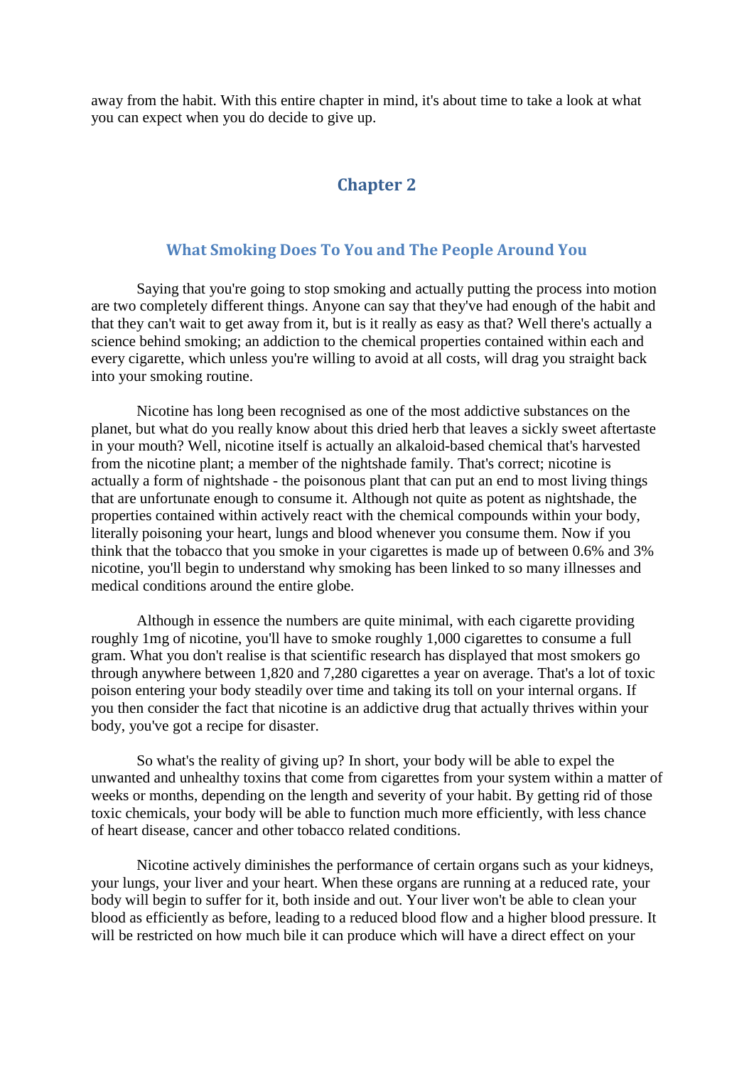away from the habit. With this entire chapter in mind, it's about time to take a look at what you can expect when you do decide to give up.

# Chapter 2

## What Smoking Does To You and The People Around You

Saying that you're going to stop smoking and actually putting the process into motion are two completely different things. Anyone can say that they've had enough of the habit and that they can't wait to get away from it, but is it really as easy as that? Well there's actually a science behind smoking; an addiction to the chemical properties contained within each and every cigarette, which unless you're willing to avoid at all costs, will drag you straight back into your smoking routine.

Nicotine has long been recognised as one of the most addictive substances on the planet, but what do you really know about this dried herb that leaves a sickly sweet aftertaste in your mouth? Well, nicotine itself is actually an alkaloid-based chemical that's harvested from the nicotine plant; a member of the nightshade family. That's correct; nicotine is actually a form of nightshade - the poisonous plant that can put an end to most living things that are unfortunate enough to consume it. Although not quite as potent as nightshade, the properties contained within actively react with the chemical compounds within your body, literally poisoning your heart, lungs and blood whenever you consume them. Now if you think that the tobacco that you smoke in your cigarettes is made up of between 0.6% and 3% nicotine, you'll begin to understand why smoking has been linked to so many illnesses and medical conditions around the entire globe.

Although in essence the numbers are quite minimal, with each cigarette providing roughly 1mg of nicotine, you'll have to smoke roughly 1,000 cigarettes to consume a full gram. What you don't realise is that scientific research has displayed that most smokers go through anywhere between 1,820 and 7,280 cigarettes a year on average. That's a lot of toxic poison entering your body steadily over time and taking its toll on your internal organs. If you then consider the fact that nicotine is an addictive drug that actually thrives within your body, you've got a recipe for disaster.

So what's the reality of giving up? In short, your body will be able to expel the unwanted and unhealthy toxins that come from cigarettes from your system within a matter of weeks or months, depending on the length and severity of your habit. By getting rid of those toxic chemicals, your body will be able to function much more efficiently, with less chance of heart disease, cancer and other tobacco related conditions.

Nicotine actively diminishes the performance of certain organs such as your kidneys, your lungs, your liver and your heart. When these organs are running at a reduced rate, your body will begin to suffer for it, both inside and out. Your liver won't be able to clean your blood as efficiently as before, leading to a reduced blood flow and a higher blood pressure. It will be restricted on how much bile it can produce which will have a direct effect on your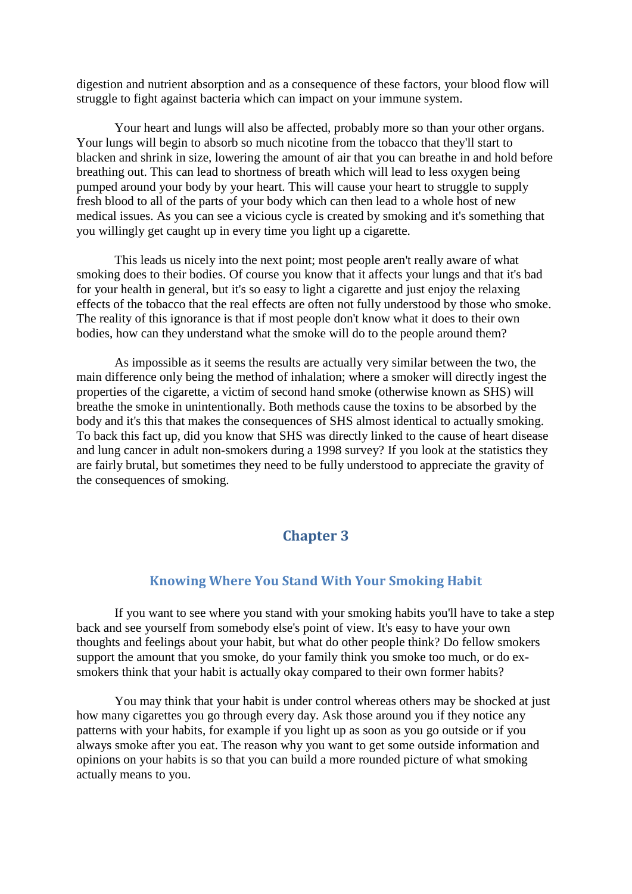digestion and nutrient absorption and as a consequence of these factors, your blood flow will struggle to fight against bacteria which can impact on your immune system.

Your heart and lungs will also be affected, probably more so than your other organs. Your lungs will begin to absorb so much nicotine from the tobacco that they'll start to blacken and shrink in size, lowering the amount of air that you can breathe in and hold before breathing out. This can lead to shortness of breath which will lead to less oxygen being pumped around your body by your heart. This will cause your heart to struggle to supply fresh blood to all of the parts of your body which can then lead to a whole host of new medical issues. As you can see a vicious cycle is created by smoking and it's something that you willingly get caught up in every time you light up a cigarette.

This leads us nicely into the next point; most people aren't really aware of what smoking does to their bodies. Of course you know that it affects your lungs and that it's bad for your health in general, but it's so easy to light a cigarette and just enjoy the relaxing effects of the tobacco that the real effects are often not fully understood by those who smoke. The reality of this ignorance is that if most people don't know what it does to their own bodies, how can they understand what the smoke will do to the people around them?

As impossible as it seems the results are actually very similar between the two, the main difference only being the method of inhalation; where a smoker will directly ingest the properties of the cigarette, a victim of second hand smoke (otherwise known as SHS) will breathe the smoke in unintentionally. Both methods cause the toxins to be absorbed by the body and it's this that makes the consequences of SHS almost identical to actually smoking. To back this fact up, did you know that SHS was directly linked to the cause of heart disease and lung cancer in adult non-smokers during a 1998 survey? If you look at the statistics they are fairly brutal, but sometimes they need to be fully understood to appreciate the gravity of the consequences of smoking.

# Chapter 3

## Knowing Where You Stand With Your Smoking Habit

If you want to see where you stand with your smoking habits you'll have to take a step back and see yourself from somebody else's point of view. It's easy to have your own thoughts and feelings about your habit, but what do other people think? Do fellow smokers support the amount that you smoke, do your family think you smoke too much, or do ex-smokers think that your habit is actually okay compared to their own former habits?

You may think that your habit is under control whereas others may be shocked at just how many cigarettes you go through every day. Ask those around you if they notice any patterns with your habits, for example if you light up as soon as you go outside or if you always smoke after you eat. The reason why you want to get some outside information and opinions on your habits is so that you can build a more rounded picture of what smoking actually means to you.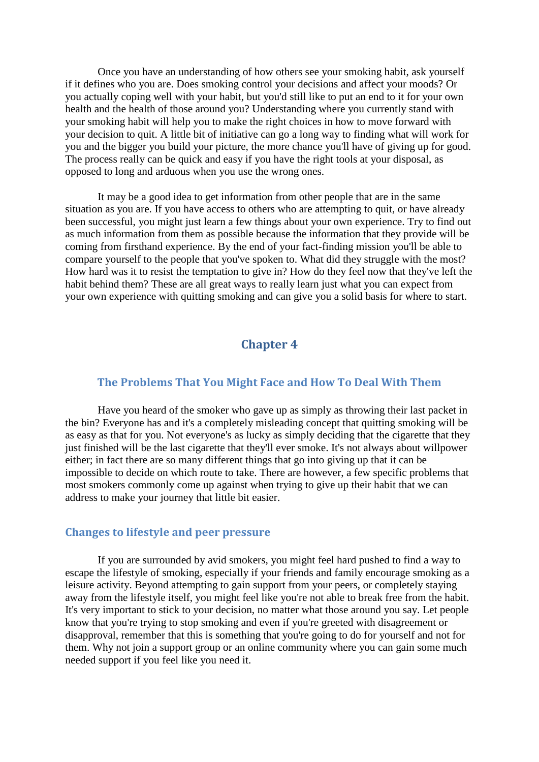Once you have an understanding of how others see your smoking habit, ask yourself if it defines who you are. Does smoking control your decisions and affect your moods? Or you actually coping well with your habit, but you'd still like to put an end to it for your own health and the health of those around you? Understanding where you currently stand with your smoking habit will help you to make the right choices in how to move forward with your decision to quit. A little bit of initiative can go a long way to finding what will work for you and the bigger you build your picture, the more chance you'll have of giving up for good. The process really can be quick and easy if you have the right tools at your disposal, as opposed to long and arduous when you use the wrong ones.

It may be a good idea to get information from other people that are in the same situation as you are. If you have access to others who are attempting to quit, or have already been successful, you might just learn a few things about your own experience. Try to find out as much information from them as possible because the information that they provide will be coming from firsthand experience. By the end of your fact-finding mission you'll be able to compare yourself to the people that you've spoken to. What did they struggle with the most? How hard was it to resist the temptation to give in? How do they feel now that they've left the habit behind them? These are all great ways to really learn just what you can expect from your own experience with quitting smoking and can give you a solid basis for where to start.

# Chapter 4

## The Problems That You Might Face and How To Deal With Them

Have you heard of the smoker who gave up as simply as throwing their last packet in the bin? Everyone has and it's a completely misleading concept that quitting smoking will be as easy as that for you. Not everyone's as lucky as simply deciding that the cigarette that they just finished will be the last cigarette that they'll ever smoke. It's not always about willpower either; in fact there are so many different things that go into giving up that it can be impossible to decide on which route to take. There are however, a few specific problems that most smokers commonly come up against when trying to give up their habit that we can address to make your journey that little bit easier.

### Changes to lifestyle and peer pressure

If you are surrounded by avid smokers, you might feel hard pushed to find a way to escape the lifestyle of smoking, especially if your friends and family encourage smoking as a leisure activity. Beyond attempting to gain support from your peers, or completely staying away from the lifestyle itself, you might feel like you're not able to break free from the habit. It's very important to stick to your decision, no matter what those around you say. Let people know that you're trying to stop smoking and even if you're greeted with disagreement or disapproval, remember that this is something that you're going to do for yourself and not for them. Why not join a support group or an online community where you can gain some much needed support if you feel like you need it.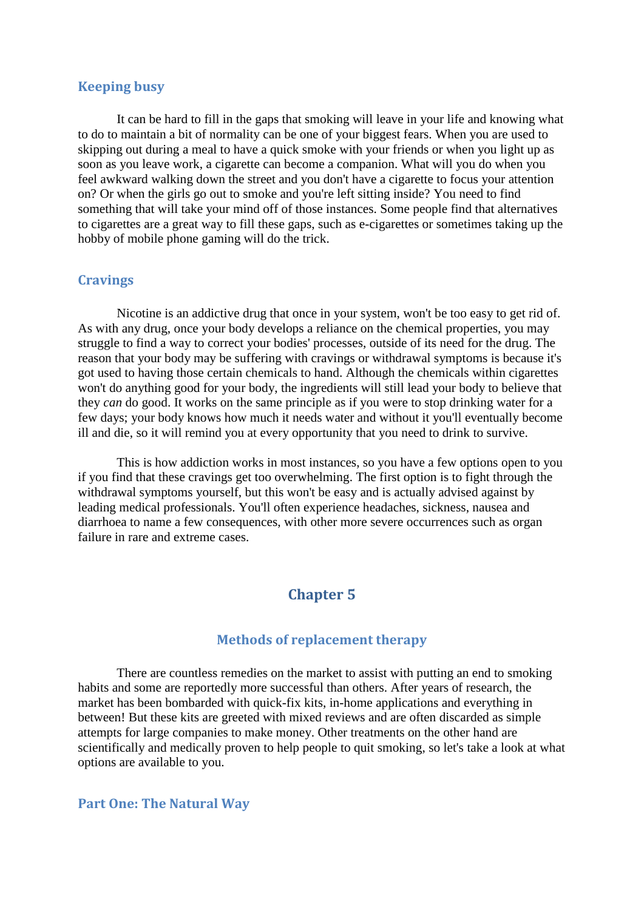### Keeping busy

It can be hard to fill in the gaps that smoking will leave in your life and knowing what to do to maintain a bit of normality can be one of your biggest fears. When you are used to skipping out during a meal to have a quick smoke with your friends or when you light up as soon as you leave work, a cigarette can become a companion. What will you do when you feel awkward walking down the street and you don't have a cigarette to focus your attention on? Or when the girls go out to smoke and you're left sitting inside? You need to find something that will take your mind off of those instances. Some people find that alternatives to cigarettes are a great way to fill these gaps, such as e-cigarettes or sometimes taking up the hobby of mobile phone gaming will do the trick.

### Cravings

Nicotine is an addictive drug that once in your system, won't be too easy to get rid of. As with any drug, once your body develops a reliance on the chemical properties, you may struggle to find a way to correct your bodies' processes, outside of its need for the drug. The reason that your body may be suffering with cravings or withdrawal symptoms is because it's got used to having those certain chemicals to hand. Although the chemicals within cigarettes won't do anything good for your body, the ingredients will still lead your body to believe that they *can* do good. It works on the same principle as if you were to stop drinking water for a few days; your body knows how much it needs water and without it you'll eventually become ill and die, so it will remind you at every opportunity that you need to drink to survive.

This is how addiction works in most instances, so you have a few options open to you if you find that these cravings get too overwhelming. The first option is to fight through the withdrawal symptoms yourself, but this won't be easy and is actually advised against by leading medical professionals. You'll often experience headaches, sickness, nausea and diarrhoea to name a few consequences, with other more severe occurrences such as organ failure in rare and extreme cases.

## Chapter 5

### Methods of replacement therapy

There are countless remedies on the market to assist with putting an end to smoking habits and some are reportedly more successful than others. After years of research, the market has been bombarded with quick-fix kits, in-home applications and everything in between! But these kits are greeted with mixed reviews and are often discarded as simple attempts for large companies to make money. Other treatments on the other hand are scientifically and medically proven to help people to quit smoking, so let's take a look at what options are available to you.

### Part One: The Natural Way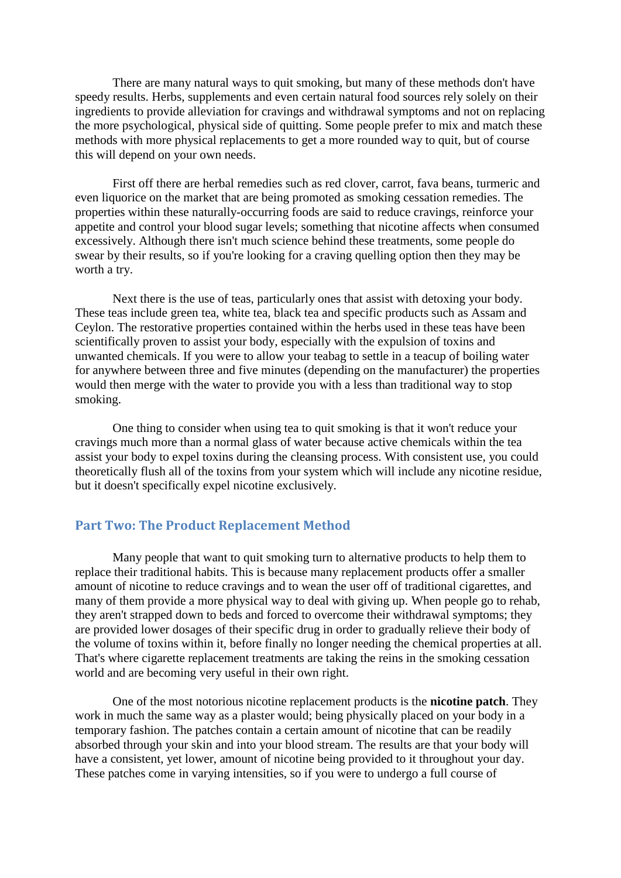There are many natural ways to quit smoking, but many of these methods don't have speedy results. Herbs, supplements and even certain natural food sources rely solely on their ingredients to provide alleviation for cravings and withdrawal symptoms and not on replacing the more psychological, physical side of quitting. Some people prefer to mix and match these methods with more physical replacements to get a more rounded way to quit, but of course this will depend on your own needs.

First off there are herbal remedies such as red clover, carrot, fava beans, turmeric and even liquorice on the market that are being promoted as smoking cessation remedies. The properties within these naturally-occurring foods are said to reduce cravings, reinforce your appetite and control your blood sugar levels; something that nicotine affects when consumed excessively. Although there isn't much science behind these treatments, some people do swear by their results, so if you're looking for a craving quelling option then they may be worth a try.

Next there is the use of teas, particularly ones that assist with detoxing your body. These teas include green tea, white tea, black tea and specific products such as Assam and Ceylon. The restorative properties contained within the herbs used in these teas have been scientifically proven to assist your body, especially with the expulsion of toxins and unwanted chemicals. If you were to allow your teabag to settle in a teacup of boiling water for anywhere between three and five minutes (depending on the manufacturer) the properties would then merge with the water to provide you with a less than traditional way to stop smoking.

One thing to consider when using tea to quit smoking is that it won't reduce your cravings much more than a normal glass of water because active chemicals within the tea assist your body to expel toxins during the cleansing process. With consistent use, you could theoretically flush all of the toxins from your system which will include any nicotine residue, but it doesn't specifically expel nicotine exclusively.

## Part Two: The Product Replacement Method

Many people that want to quit smoking turn to alternative products to help them to replace their traditional habits. This is because many replacement products offer a smaller amount of nicotine to reduce cravings and to wean the user off of traditional cigarettes, and many of them provide a more physical way to deal with giving up. When people go to rehab, they aren't strapped down to beds and forced to overcome their withdrawal symptoms; they are provided lower dosages of their specific drug in order to gradually relieve their body of the volume of toxins within it, before finally no longer needing the chemical properties at all. That's where cigarette replacement treatments are taking the reins in the smoking cessation world and are becoming very useful in their own right.

One of the most notorious nicotine replacement products is the **nicotine patch**. They work in much the same way as a plaster would; being physically placed on your body in a temporary fashion. The patches contain a certain amount of nicotine that can be readily absorbed through your skin and into your blood stream. The results are that your body will have a consistent, yet lower, amount of nicotine being provided to it throughout your day. These patches come in varying intensities, so if you were to undergo a full course of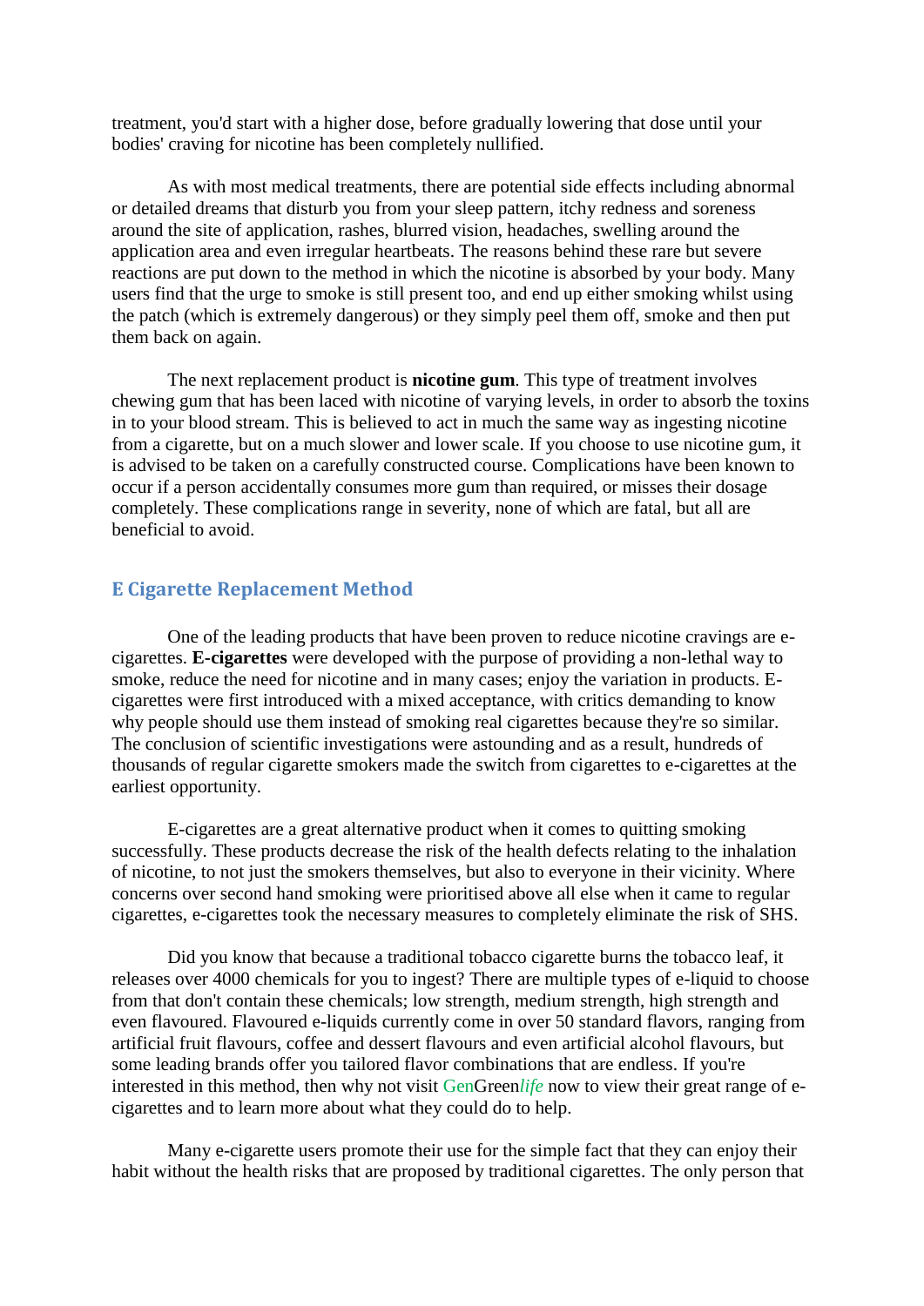treatment, you'd start with a higher dose, before gradually lowering that dose until your bodies' craving for nicotine has been completely nullified.

As with most medical treatments, there are potential side effects including abnormal or detailed dreams that disturb you from your sleep pattern, itchy redness and soreness around the site of application, rashes, blurred vision, headaches, swelling around the application area and even irregular heartbeats. The reasons behind these rare but severe reactions are put down to the method in which the nicotine is absorbed by your body. Many users find that the urge to smoke is still present too, and end up either smoking whilst using the patch (which is extremely dangerous) or they simply peel them off, smoke and then put them back on again.

The next replacement product is **nicotine gum**. This type of treatment involves chewing gum that has been laced with nicotine of varying levels, in order to absorb the toxins in to your blood stream. This is believed to act in much the same way as ingesting nicotine from a cigarette, but on a much slower and lower scale. If you choose to use nicotine gum, it is advised to be taken on a carefully constructed course. Complications have been known to occur if a person accidentally consumes more gum than required, or misses their dosage completely. These complications range in severity, none of which are fatal, but all are beneficial to avoid.

## E Cigarette Replacement Method

One of the leading products that have been proven to reduce nicotine cravings are e-cigarettes. **E-cigarettes** were developed with the purpose of providing a non-lethal way to smoke, reduce the need for nicotine and in many cases; enjoy the variation in products. E-cigarettes were first introduced with a mixed acceptance, with critics demanding to know why people should use them instead of smoking real cigarettes because they're so similar. The conclusion of scientific investigations were astounding and as a result, hundreds of thousands of regular cigarette smokers made the switch from cigarettes to e-cigarettes at the earliest opportunity.

E-cigarettes are a great alternative product when it comes to quitting smoking successfully. These products decrease the risk of the health defects relating to the inhalation of nicotine, to not just the smokers themselves, but also to everyone in their vicinity. Where concerns over second hand smoking were prioritised above all else when it came to regular cigarettes, e-cigarettes took the necessary measures to completely eliminate the risk of SHS.

Did you know that because a traditional tobacco cigarette burns the tobacco leaf, it releases over 4000 chemicals for you to ingest? There are multiple types of e-liquid to choose from that don't contain these chemicals; low strength, medium strength, high strength and even flavoured. Flavoured e-liquids currently come in over 50 standard flavors, ranging from artificial fruit flavours, coffee and dessert flavours and even artificial alcohol flavours, but some leading brands offer you tailored flavor combinations that are endless. If you're interested in this method, then why not visit GenGreen*life* now to view their great range of e-cigarettes and to learn more about what they could do to help.

Many e-cigarette users promote their use for the simple fact that they can enjoy their habit without the health risks that are proposed by traditional cigarettes. The only person that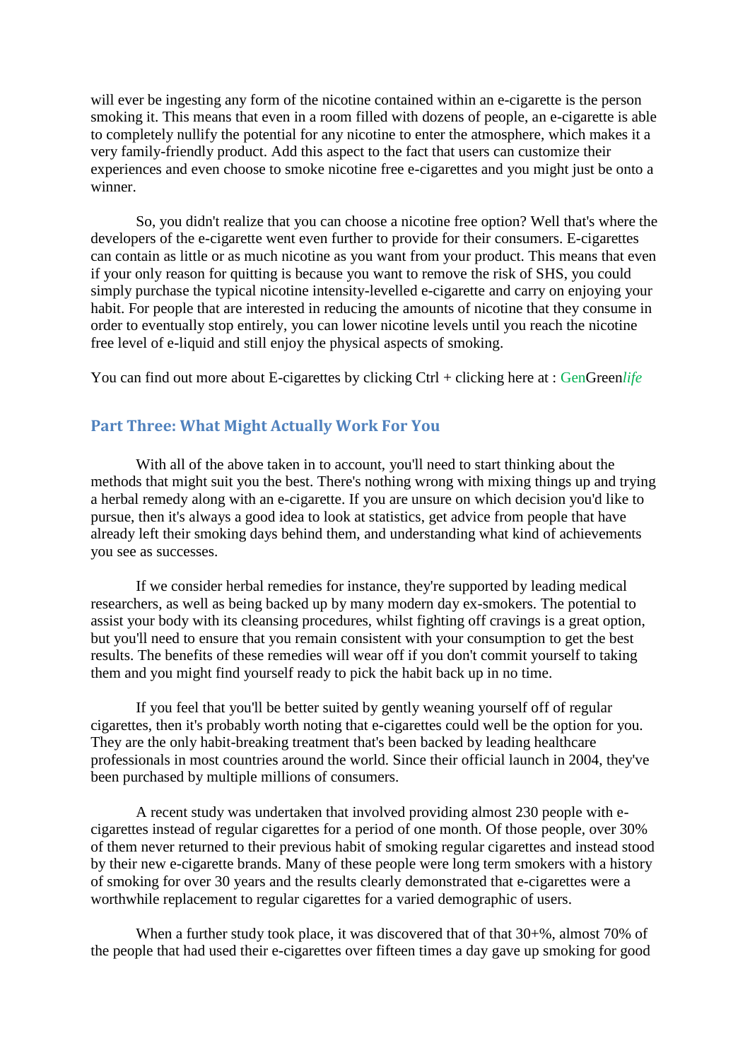will ever be ingesting any form of the nicotine contained within an e-cigarette is the person smoking it. This means that even in a room filled with dozens of people, an e-cigarette is able to completely nullify the potential for any nicotine to enter the atmosphere, which makes it a very family-friendly product. Add this aspect to the fact that users can customize their experiences and even choose to smoke nicotine free e-cigarettes and you might just be onto a winner.

So, you didn't realize that you can choose a nicotine free option? Well that's where the developers of the e-cigarette went even further to provide for their consumers. E-cigarettes can contain as little or as much nicotine as you want from your product. This means that even if your only reason for quitting is because you want to remove the risk of SHS, you could simply purchase the typical nicotine intensity-levelled e-cigarette and carry on enjoying your habit. For people that are interested in reducing the amounts of nicotine that they consume in order to eventually stop entirely, you can lower nicotine levels until you reach the nicotine free level of e-liquid and still enjoy the physical aspects of smoking.

You can find out more about E-cigarettes by clicking Ctrl + clicking here at : GenGreen*life*

## Part Three: What Might Actually Work For You

With all of the above taken in to account, you'll need to start thinking about the methods that might suit you the best. There's nothing wrong with mixing things up and trying a herbal remedy along with an e-cigarette. If you are unsure on which decision you'd like to pursue, then it's always a good idea to look at statistics, get advice from people that have already left their smoking days behind them, and understanding what kind of achievements you see as successes.

If we consider herbal remedies for instance, they're supported by leading medical researchers, as well as being backed up by many modern day ex-smokers. The potential to assist your body with its cleansing procedures, whilst fighting off cravings is a great option, but you'll need to ensure that you remain consistent with your consumption to get the best results. The benefits of these remedies will wear off if you don't commit yourself to taking them and you might find yourself ready to pick the habit back up in no time.

If you feel that you'll be better suited by gently weaning yourself off of regular cigarettes, then it's probably worth noting that e-cigarettes could well be the option for you. They are the only habit-breaking treatment that's been backed by leading healthcare professionals in most countries around the world. Since their official launch in 2004, they've been purchased by multiple millions of consumers.

A recent study was undertaken that involved providing almost 230 people with e-cigarettes instead of regular cigarettes for a period of one month. Of those people, over 30% of them never returned to their previous habit of smoking regular cigarettes and instead stood by their new e-cigarette brands. Many of these people were long term smokers with a history of smoking for over 30 years and the results clearly demonstrated that e-cigarettes were a worthwhile replacement to regular cigarettes for a varied demographic of users.

When a further study took place, it was discovered that of that 30+%, almost 70% of the people that had used their e-cigarettes over fifteen times a day gave up smoking for good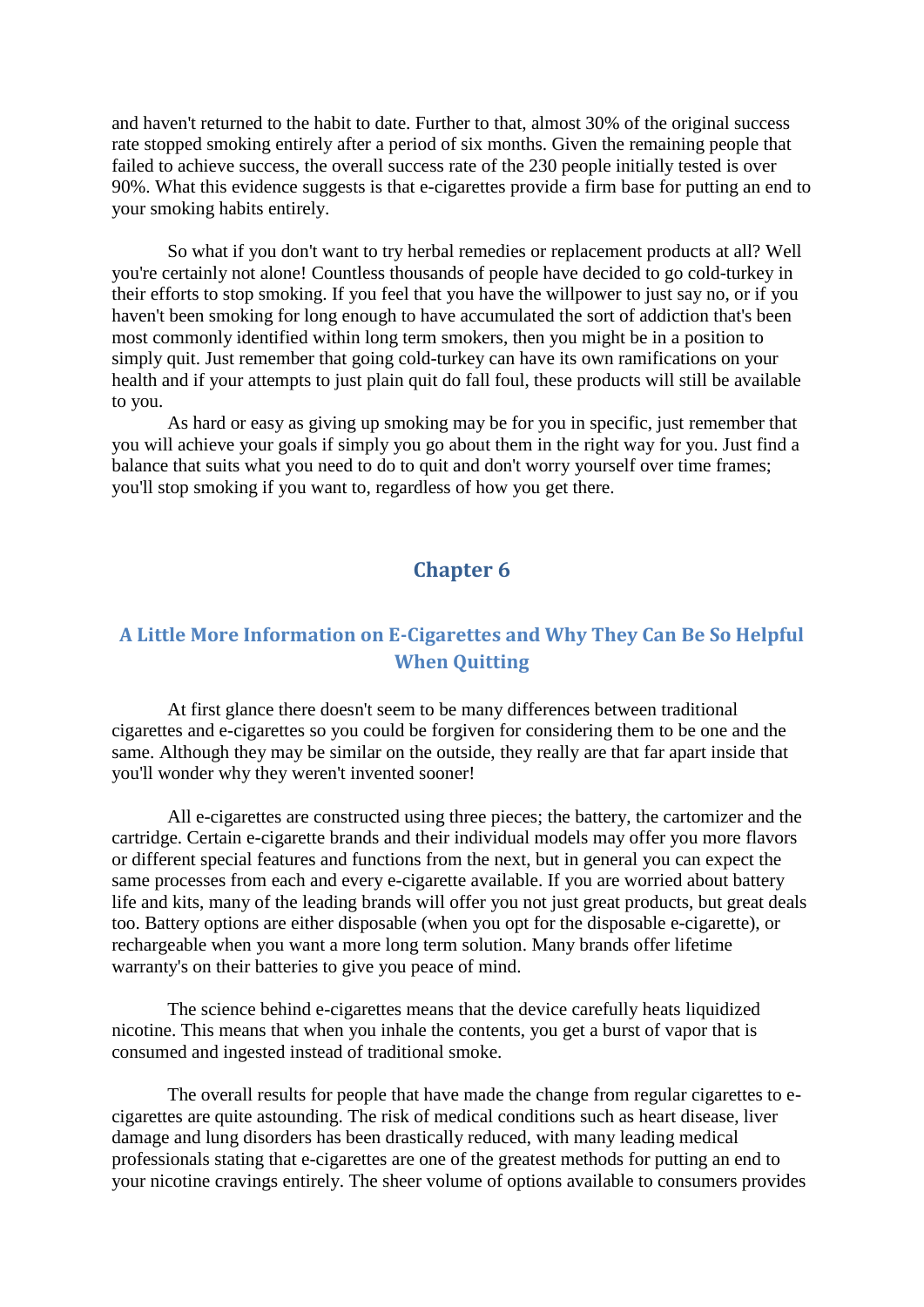and haven't returned to the habit to date. Further to that, almost 30% of the original success rate stopped smoking entirely after a period of six months. Given the remaining people that failed to achieve success, the overall success rate of the 230 people initially tested is over 90%. What this evidence suggests is that e-cigarettes provide a firm base for putting an end to your smoking habits entirely.

So what if you don't want to try herbal remedies or replacement products at all? Well you're certainly not alone! Countless thousands of people have decided to go cold-turkey in their efforts to stop smoking. If you feel that you have the willpower to just say no, or if you haven't been smoking for long enough to have accumulated the sort of addiction that's been most commonly identified within long term smokers, then you might be in a position to simply quit. Just remember that going cold-turkey can have its own ramifications on your health and if your attempts to just plain quit do fall foul, these products will still be available to you.

As hard or easy as giving up smoking may be for you in specific, just remember that you will achieve your goals if simply you go about them in the right way for you. Just find a balance that suits what you need to do to quit and don't worry yourself over time frames; you'll stop smoking if you want to, regardless of how you get there.

## Chapter 6

### A Little More Information on E-Cigarettes and Why They Can Be So Helpful When Quitting

At first glance there doesn't seem to be many differences between traditional cigarettes and e-cigarettes so you could be forgiven for considering them to be one and the same. Although they may be similar on the outside, they really are that far apart inside that you'll wonder why they weren't invented sooner!

All e-cigarettes are constructed using three pieces; the battery, the cartomizer and the cartridge. Certain e-cigarette brands and their individual models may offer you more flavors or different special features and functions from the next, but in general you can expect the same processes from each and every e-cigarette available. If you are worried about battery life and kits, many of the leading brands will offer you not just great products, but great deals too. Battery options are either disposable (when you opt for the disposable e-cigarette), or rechargeable when you want a more long term solution. Many brands offer lifetime warranty's on their batteries to give you peace of mind.

The science behind e-cigarettes means that the device carefully heats liquidized nicotine. This means that when you inhale the contents, you get a burst of vapor that is consumed and ingested instead of traditional smoke.

The overall results for people that have made the change from regular cigarettes to e-cigarettes are quite astounding. The risk of medical conditions such as heart disease, liver damage and lung disorders has been drastically reduced, with many leading medical professionals stating that e-cigarettes are one of the greatest methods for putting an end to your nicotine cravings entirely. The sheer volume of options available to consumers provides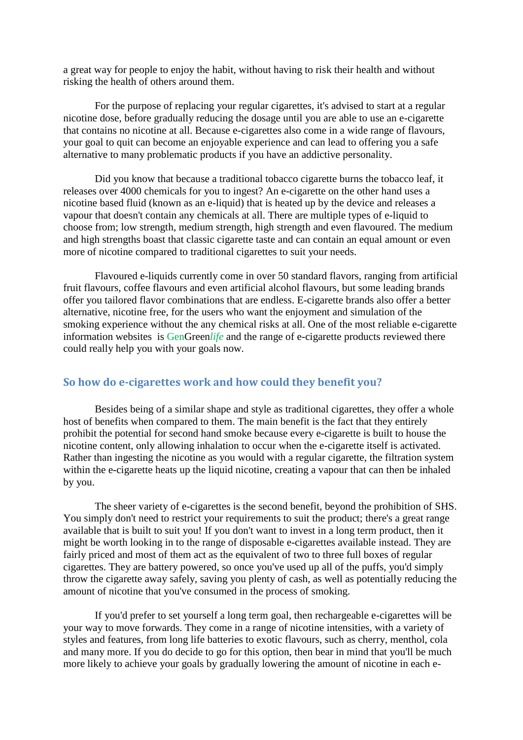a great way for people to enjoy the habit, without having to risk their health and without risking the health of others around them.

For the purpose of replacing your regular cigarettes, it's advised to start at a regular nicotine dose, before gradually reducing the dosage until you are able to use an e-cigarette that contains no nicotine at all. Because e-cigarettes also come in a wide range of flavours, your goal to quit can become an enjoyable experience and can lead to offering you a safe alternative to many problematic products if you have an addictive personality.

Did you know that because a traditional tobacco cigarette burns the tobacco leaf, it releases over 4000 chemicals for you to ingest? An e-cigarette on the other hand uses a nicotine based fluid (known as an e-liquid) that is heated up by the device and releases a vapour that doesn't contain any chemicals at all. There are multiple types of e-liquid to choose from; low strength, medium strength, high strength and even flavoured. The medium and high strengths boast that classic cigarette taste and can contain an equal amount or even more of nicotine compared to traditional cigarettes to suit your needs.

Flavoured e-liquids currently come in over 50 standard flavors, ranging from artificial fruit flavours, coffee flavours and even artificial alcohol flavours, but some leading brands offer you tailored flavor combinations that are endless. E-cigarette brands also offer a better alternative, nicotine free, for the users who want the enjoyment and simulation of the smoking experience without the any chemical risks at all. One of the most reliable e-cigarette information websites is GenGreen*life* and the range of e-cigarette products reviewed there could really help you with your goals now.

## So how do e-cigarettes work and how could they benefit you?

Besides being of a similar shape and style as traditional cigarettes, they offer a whole host of benefits when compared to them. The main benefit is the fact that they entirely prohibit the potential for second hand smoke because every e-cigarette is built to house the nicotine content, only allowing inhalation to occur when the e-cigarette itself is activated. Rather than ingesting the nicotine as you would with a regular cigarette, the filtration system within the e-cigarette heats up the liquid nicotine, creating a vapour that can then be inhaled by you.

The sheer variety of e-cigarettes is the second benefit, beyond the prohibition of SHS. You simply don't need to restrict your requirements to suit the product; there's a great range available that is built to suit you! If you don't want to invest in a long term product, then it might be worth looking in to the range of disposable e-cigarettes available instead. They are fairly priced and most of them act as the equivalent of two to three full boxes of regular cigarettes. They are battery powered, so once you've used up all of the puffs, you'd simply throw the cigarette away safely, saving you plenty of cash, as well as potentially reducing the amount of nicotine that you've consumed in the process of smoking.

If you'd prefer to set yourself a long term goal, then rechargeable e-cigarettes will be your way to move forwards. They come in a range of nicotine intensities, with a variety of styles and features, from long life batteries to exotic flavours, such as cherry, menthol, cola and many more. If you do decide to go for this option, then bear in mind that you'll be much more likely to achieve your goals by gradually lowering the amount of nicotine in each e-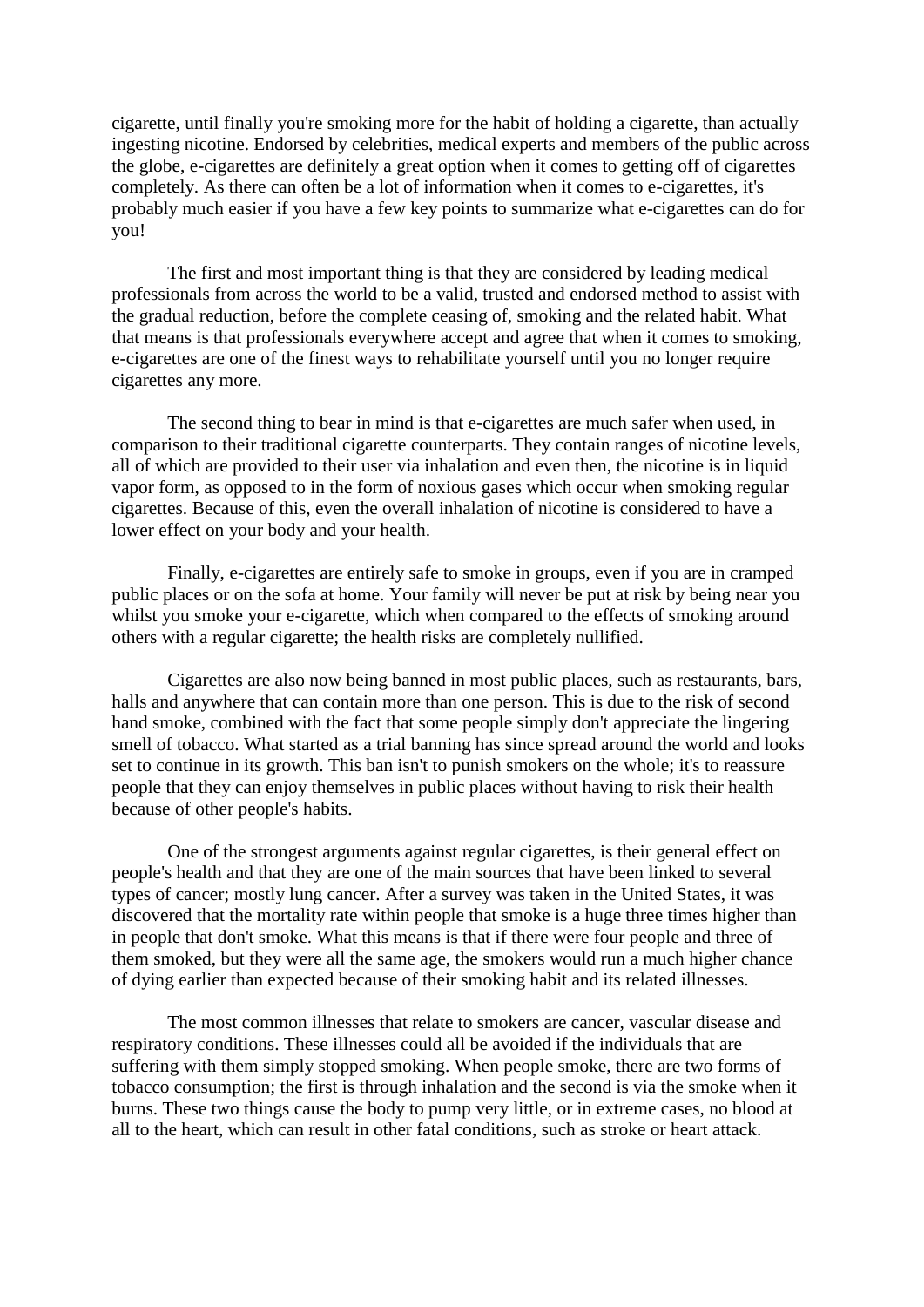cigarette, until finally you're smoking more for the habit of holding a cigarette, than actually ingesting nicotine. Endorsed by celebrities, medical experts and members of the public across the globe, e-cigarettes are definitely a great option when it comes to getting off of cigarettes completely. As there can often be a lot of information when it comes to e-cigarettes, it's probably much easier if you have a few key points to summarize what e-cigarettes can do for you!

The first and most important thing is that they are considered by leading medical professionals from across the world to be a valid, trusted and endorsed method to assist with the gradual reduction, before the complete ceasing of, smoking and the related habit. What that means is that professionals everywhere accept and agree that when it comes to smoking, e-cigarettes are one of the finest ways to rehabilitate yourself until you no longer require cigarettes any more.

The second thing to bear in mind is that e-cigarettes are much safer when used, in comparison to their traditional cigarette counterparts. They contain ranges of nicotine levels, all of which are provided to their user via inhalation and even then, the nicotine is in liquid vapor form, as opposed to in the form of noxious gases which occur when smoking regular cigarettes. Because of this, even the overall inhalation of nicotine is considered to have a lower effect on your body and your health.

Finally, e-cigarettes are entirely safe to smoke in groups, even if you are in cramped public places or on the sofa at home. Your family will never be put at risk by being near you whilst you smoke your e-cigarette, which when compared to the effects of smoking around others with a regular cigarette; the health risks are completely nullified.

Cigarettes are also now being banned in most public places, such as restaurants, bars, halls and anywhere that can contain more than one person. This is due to the risk of second hand smoke, combined with the fact that some people simply don't appreciate the lingering smell of tobacco. What started as a trial banning has since spread around the world and looks set to continue in its growth. This ban isn't to punish smokers on the whole; it's to reassure people that they can enjoy themselves in public places without having to risk their health because of other people's habits.

One of the strongest arguments against regular cigarettes, is their general effect on people's health and that they are one of the main sources that have been linked to several types of cancer; mostly lung cancer. After a survey was taken in the United States, it was discovered that the mortality rate within people that smoke is a huge three times higher than in people that don't smoke. What this means is that if there were four people and three of them smoked, but they were all the same age, the smokers would run a much higher chance of dying earlier than expected because of their smoking habit and its related illnesses.

The most common illnesses that relate to smokers are cancer, vascular disease and respiratory conditions. These illnesses could all be avoided if the individuals that are suffering with them simply stopped smoking. When people smoke, there are two forms of tobacco consumption; the first is through inhalation and the second is via the smoke when it burns. These two things cause the body to pump very little, or in extreme cases, no blood at all to the heart, which can result in other fatal conditions, such as stroke or heart attack.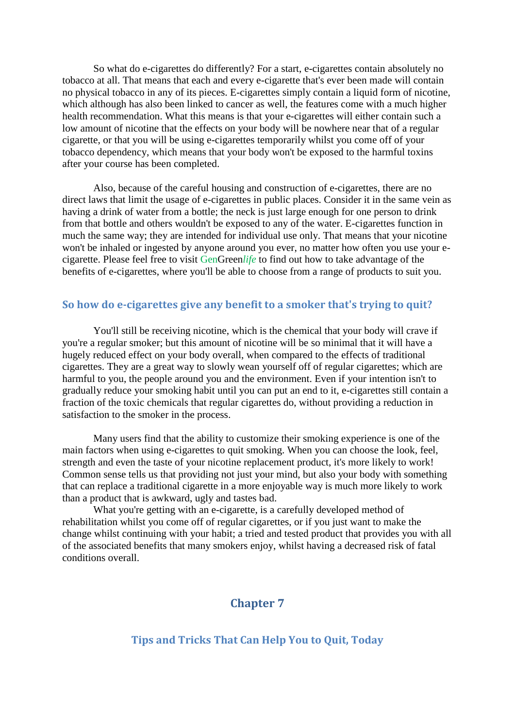So what do e-cigarettes do differently? For a start, e-cigarettes contain absolutely no tobacco at all. That means that each and every e-cigarette that's ever been made will contain no physical tobacco in any of its pieces. E-cigarettes simply contain a liquid form of nicotine, which although has also been linked to cancer as well, the features come with a much higher health recommendation. What this means is that your e-cigarettes will either contain such a low amount of nicotine that the effects on your body will be nowhere near that of a regular cigarette, or that you will be using e-cigarettes temporarily whilst you come off of your tobacco dependency, which means that your body won't be exposed to the harmful toxins after your course has been completed.

Also, because of the careful housing and construction of e-cigarettes, there are no direct laws that limit the usage of e-cigarettes in public places. Consider it in the same vein as having a drink of water from a bottle; the neck is just large enough for one person to drink from that bottle and others wouldn't be exposed to any of the water. E-cigarettes function in much the same way; they are intended for individual use only. That means that your nicotine won't be inhaled or ingested by anyone around you ever, no matter how often you use your e-cigarette. Please feel free to visit GenGreen*life* to find out how to take advantage of the benefits of e-cigarettes, where you'll be able to choose from a range of products to suit you.

### So how do e-cigarettes give any benefit to a smoker that's trying to quit?

You'll still be receiving nicotine, which is the chemical that your body will crave if you're a regular smoker; but this amount of nicotine will be so minimal that it will have a hugely reduced effect on your body overall, when compared to the effects of traditional cigarettes. They are a great way to slowly wean yourself off of regular cigarettes; which are harmful to you, the people around you and the environment. Even if your intention isn't to gradually reduce your smoking habit until you can put an end to it, e-cigarettes still contain a fraction of the toxic chemicals that regular cigarettes do, without providing a reduction in satisfaction to the smoker in the process.

Many users find that the ability to customize their smoking experience is one of the main factors when using e-cigarettes to quit smoking. When you can choose the look, feel, strength and even the taste of your nicotine replacement product, it's more likely to work! Common sense tells us that providing not just your mind, but also your body with something that can replace a traditional cigarette in a more enjoyable way is much more likely to work than a product that is awkward, ugly and tastes bad.

What you're getting with an e-cigarette, is a carefully developed method of rehabilitation whilst you come off of regular cigarettes, or if you just want to make the change whilst continuing with your habit; a tried and tested product that provides you with all of the associated benefits that many smokers enjoy, whilst having a decreased risk of fatal conditions overall.

## Chapter 7

## Tips and Tricks That Can Help You to Quit, Today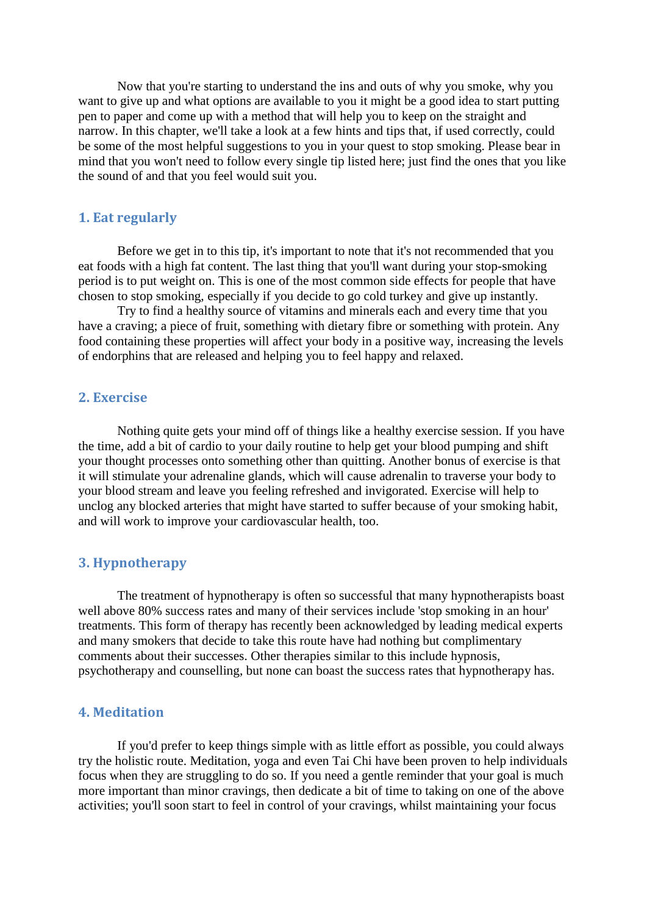Now that you're starting to understand the ins and outs of why you smoke, why you want to give up and what options are available to you it might be a good idea to start putting pen to paper and come up with a method that will help you to keep on the straight and narrow. In this chapter, we'll take a look at a few hints and tips that, if used correctly, could be some of the most helpful suggestions to you in your quest to stop smoking. Please bear in mind that you won't need to follow every single tip listed here; just find the ones that you like the sound of and that you feel would suit you.

### 1. Eat regularly

Before we get in to this tip, it's important to note that it's not recommended that you eat foods with a high fat content. The last thing that you'll want during your stop-smoking period is to put weight on. This is one of the most common side effects for people that have chosen to stop smoking, especially if you decide to go cold turkey and give up instantly.

Try to find a healthy source of vitamins and minerals each and every time that you have a craving; a piece of fruit, something with dietary fibre or something with protein. Any food containing these properties will affect your body in a positive way, increasing the levels of endorphins that are released and helping you to feel happy and relaxed.

### 2. Exercise

Nothing quite gets your mind off of things like a healthy exercise session. If you have the time, add a bit of cardio to your daily routine to help get your blood pumping and shift your thought processes onto something other than quitting. Another bonus of exercise is that it will stimulate your adrenaline glands, which will cause adrenalin to traverse your body to your blood stream and leave you feeling refreshed and invigorated. Exercise will help to unclog any blocked arteries that might have started to suffer because of your smoking habit, and will work to improve your cardiovascular health, too.

### 3. Hypnotherapy

The treatment of hypnotherapy is often so successful that many hypnotherapists boast well above 80% success rates and many of their services include 'stop smoking in an hour' treatments. This form of therapy has recently been acknowledged by leading medical experts and many smokers that decide to take this route have had nothing but complimentary comments about their successes. Other therapies similar to this include hypnosis, psychotherapy and counselling, but none can boast the success rates that hypnotherapy has.

### 4. Meditation

If you'd prefer to keep things simple with as little effort as possible, you could always try the holistic route. Meditation, yoga and even Tai Chi have been proven to help individuals focus when they are struggling to do so. If you need a gentle reminder that your goal is much more important than minor cravings, then dedicate a bit of time to taking on one of the above activities; you'll soon start to feel in control of your cravings, whilst maintaining your focus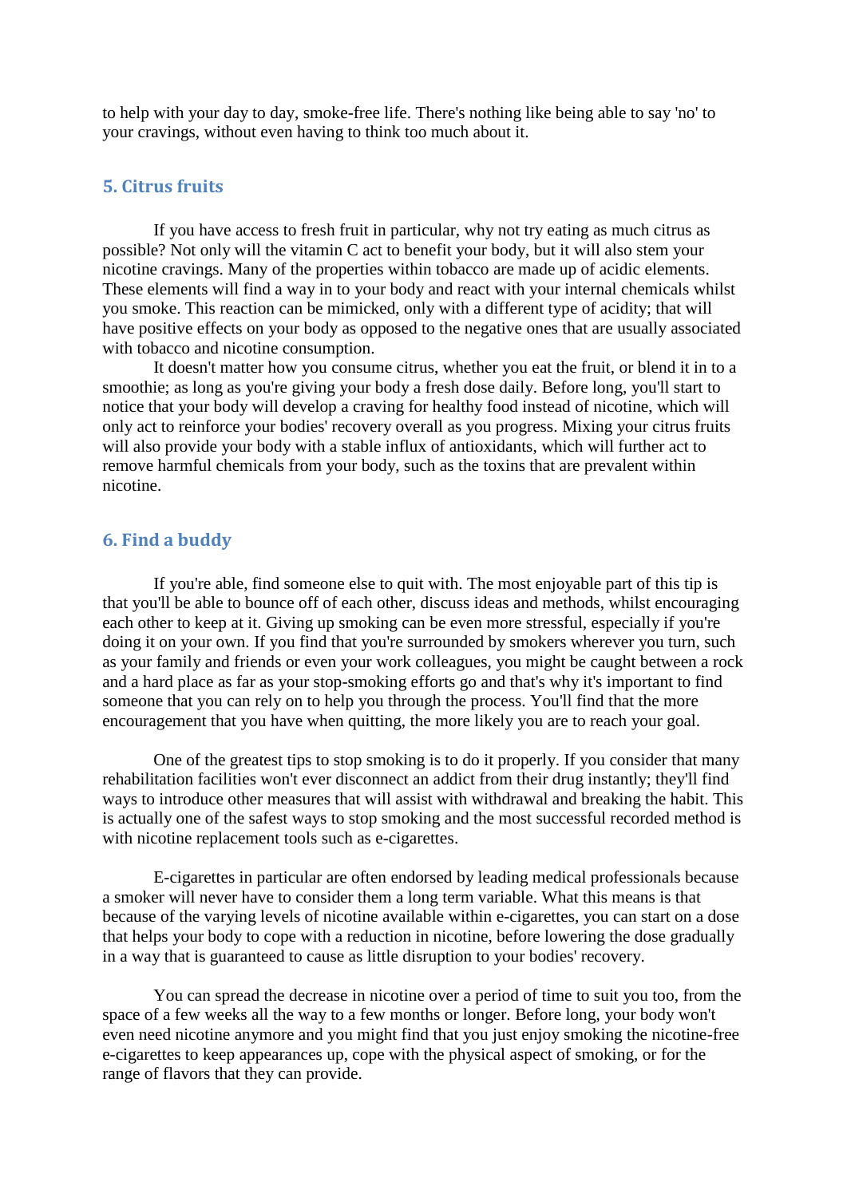to help with your day to day, smoke-free life. There's nothing like being able to say 'no' to your cravings, without even having to think too much about it.

## 5. Citrus fruits

If you have access to fresh fruit in particular, why not try eating as much citrus as possible? Not only will the vitamin C act to benefit your body, but it will also stem your nicotine cravings. Many of the properties within tobacco are made up of acidic elements. These elements will find a way in to your body and react with your internal chemicals whilst you smoke. This reaction can be mimicked, only with a different type of acidity; that will have positive effects on your body as opposed to the negative ones that are usually associated with tobacco and nicotine consumption.

It doesn't matter how you consume citrus, whether you eat the fruit, or blend it in to a smoothie; as long as you're giving your body a fresh dose daily. Before long, you'll start to notice that your body will develop a craving for healthy food instead of nicotine, which will only act to reinforce your bodies' recovery overall as you progress. Mixing your citrus fruits will also provide your body with a stable influx of antioxidants, which will further act to remove harmful chemicals from your body, such as the toxins that are prevalent within nicotine.

## 6. Find a buddy

If you're able, find someone else to quit with. The most enjoyable part of this tip is that you'll be able to bounce off of each other, discuss ideas and methods, whilst encouraging each other to keep at it. Giving up smoking can be even more stressful, especially if you're doing it on your own. If you find that you're surrounded by smokers wherever you turn, such as your family and friends or even your work colleagues, you might be caught between a rock and a hard place as far as your stop-smoking efforts go and that's why it's important to find someone that you can rely on to help you through the process. You'll find that the more encouragement that you have when quitting, the more likely you are to reach your goal.

One of the greatest tips to stop smoking is to do it properly. If you consider that many rehabilitation facilities won't ever disconnect an addict from their drug instantly; they'll find ways to introduce other measures that will assist with withdrawal and breaking the habit. This is actually one of the safest ways to stop smoking and the most successful recorded method is with nicotine replacement tools such as e-cigarettes.

E-cigarettes in particular are often endorsed by leading medical professionals because a smoker will never have to consider them a long term variable. What this means is that because of the varying levels of nicotine available within e-cigarettes, you can start on a dose that helps your body to cope with a reduction in nicotine, before lowering the dose gradually in a way that is guaranteed to cause as little disruption to your bodies' recovery.

You can spread the decrease in nicotine over a period of time to suit you too, from the space of a few weeks all the way to a few months or longer. Before long, your body won't even need nicotine anymore and you might find that you just enjoy smoking the nicotine-free e-cigarettes to keep appearances up, cope with the physical aspect of smoking, or for the range of flavors that they can provide.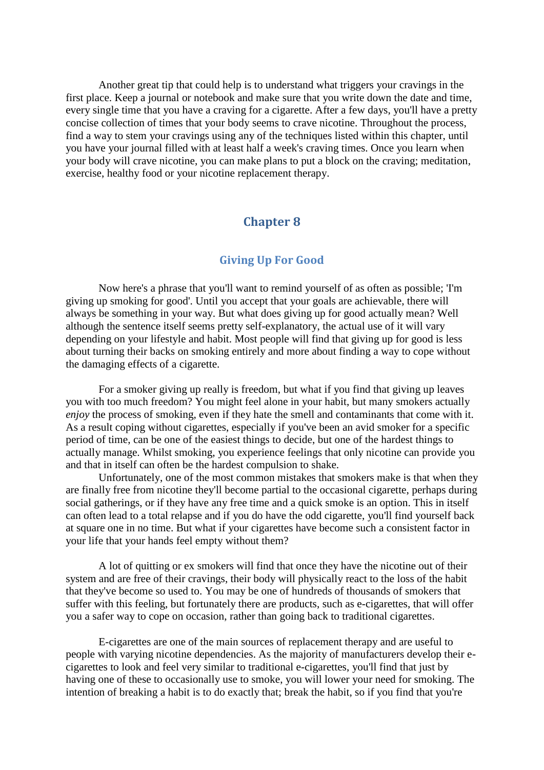Another great tip that could help is to understand what triggers your cravings in the first place. Keep a journal or notebook and make sure that you write down the date and time, every single time that you have a craving for a cigarette. After a few days, you'll have a pretty concise collection of times that your body seems to crave nicotine. Throughout the process, find a way to stem your cravings using any of the techniques listed within this chapter, until you have your journal filled with at least half a week's craving times. Once you learn when your body will crave nicotine, you can make plans to put a block on the craving; meditation, exercise, healthy food or your nicotine replacement therapy.

## Chapter 8

### Giving Up For Good

Now here's a phrase that you'll want to remind yourself of as often as possible; 'I'm giving up smoking for good'. Until you accept that your goals are achievable, there will always be something in your way. But what does giving up for good actually mean? Well although the sentence itself seems pretty self-explanatory, the actual use of it will vary depending on your lifestyle and habit. Most people will find that giving up for good is less about turning their backs on smoking entirely and more about finding a way to cope without the damaging effects of a cigarette.

For a smoker giving up really is freedom, but what if you find that giving up leaves you with too much freedom? You might feel alone in your habit, but many smokers actually *enjoy* the process of smoking, even if they hate the smell and contaminants that come with it. As a result coping without cigarettes, especially if you've been an avid smoker for a specific period of time, can be one of the easiest things to decide, but one of the hardest things to actually manage. Whilst smoking, you experience feelings that only nicotine can provide you and that in itself can often be the hardest compulsion to shake.

Unfortunately, one of the most common mistakes that smokers make is that when they are finally free from nicotine they'll become partial to the occasional cigarette, perhaps during social gatherings, or if they have any free time and a quick smoke is an option. This in itself can often lead to a total relapse and if you do have the odd cigarette, you'll find yourself back at square one in no time. But what if your cigarettes have become such a consistent factor in your life that your hands feel empty without them?

A lot of quitting or ex smokers will find that once they have the nicotine out of their system and are free of their cravings, their body will physically react to the loss of the habit that they've become so used to. You may be one of hundreds of thousands of smokers that suffer with this feeling, but fortunately there are products, such as e-cigarettes, that will offer you a safer way to cope on occasion, rather than going back to traditional cigarettes.

E-cigarettes are one of the main sources of replacement therapy and are useful to people with varying nicotine dependencies. As the majority of manufacturers develop their e-cigarettes to look and feel very similar to traditional e-cigarettes, you'll find that just by having one of these to occasionally use to smoke, you will lower your need for smoking. The intention of breaking a habit is to do exactly that; break the habit, so if you find that you're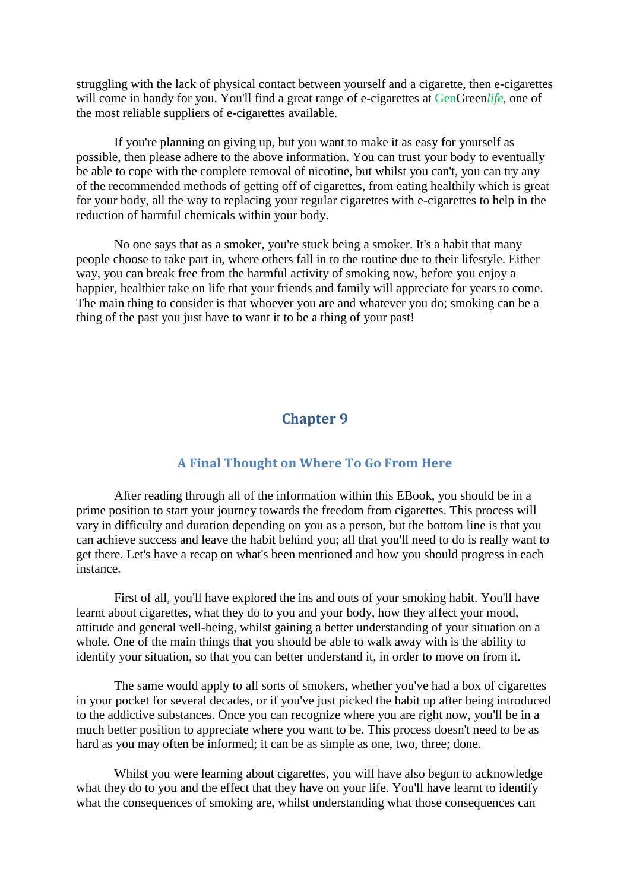struggling with the lack of physical contact between yourself and a cigarette, then e-cigarettes will come in handy for you. You'll find a great range of e-cigarettes at GenGreen*life*, one of the most reliable suppliers of e-cigarettes available.

If you're planning on giving up, but you want to make it as easy for yourself as possible, then please adhere to the above information. You can trust your body to eventually be able to cope with the complete removal of nicotine, but whilst you can't, you can try any of the recommended methods of getting off of cigarettes, from eating healthily which is great for your body, all the way to replacing your regular cigarettes with e-cigarettes to help in the reduction of harmful chemicals within your body.

No one says that as a smoker, you're stuck being a smoker. It's a habit that many people choose to take part in, where others fall in to the routine due to their lifestyle. Either way, you can break free from the harmful activity of smoking now, before you enjoy a happier, healthier take on life that your friends and family will appreciate for years to come. The main thing to consider is that whoever you are and whatever you do; smoking can be a thing of the past you just have to want it to be a thing of your past!

## Chapter 9

### A Final Thought on Where To Go From Here

After reading through all of the information within this EBook, you should be in a prime position to start your journey towards the freedom from cigarettes. This process will vary in difficulty and duration depending on you as a person, but the bottom line is that you can achieve success and leave the habit behind you; all that you'll need to do is really want to get there. Let's have a recap on what's been mentioned and how you should progress in each instance.

First of all, you'll have explored the ins and outs of your smoking habit. You'll have learnt about cigarettes, what they do to you and your body, how they affect your mood, attitude and general well-being, whilst gaining a better understanding of your situation on a whole. One of the main things that you should be able to walk away with is the ability to identify your situation, so that you can better understand it, in order to move on from it.

The same would apply to all sorts of smokers, whether you've had a box of cigarettes in your pocket for several decades, or if you've just picked the habit up after being introduced to the addictive substances. Once you can recognize where you are right now, you'll be in a much better position to appreciate where you want to be. This process doesn't need to be as hard as you may often be informed; it can be as simple as one, two, three; done.

Whilst you were learning about cigarettes, you will have also begun to acknowledge what they do to you and the effect that they have on your life. You'll have learnt to identify what the consequences of smoking are, whilst understanding what those consequences can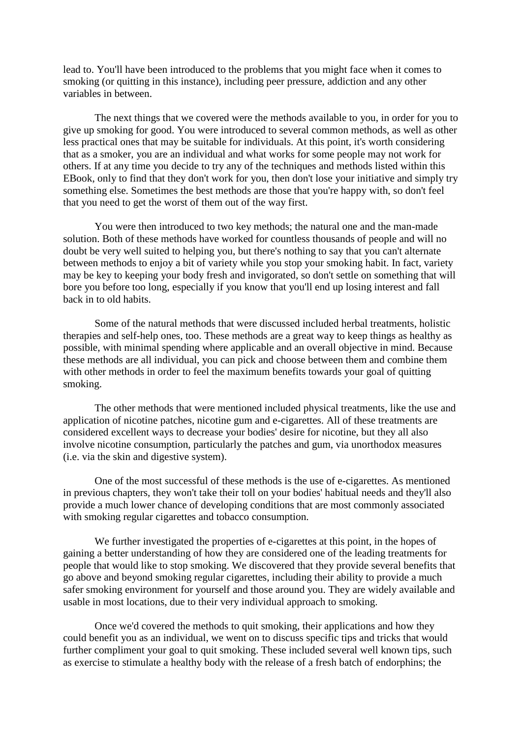lead to. You'll have been introduced to the problems that you might face when it comes to smoking (or quitting in this instance), including peer pressure, addiction and any other variables in between.

The next things that we covered were the methods available to you, in order for you to give up smoking for good. You were introduced to several common methods, as well as other less practical ones that may be suitable for individuals. At this point, it's worth considering that as a smoker, you are an individual and what works for some people may not work for others. If at any time you decide to try any of the techniques and methods listed within this EBook, only to find that they don't work for you, then don't lose your initiative and simply try something else. Sometimes the best methods are those that you're happy with, so don't feel that you need to get the worst of them out of the way first.

You were then introduced to two key methods; the natural one and the man-made solution. Both of these methods have worked for countless thousands of people and will no doubt be very well suited to helping you, but there's nothing to say that you can't alternate between methods to enjoy a bit of variety while you stop your smoking habit. In fact, variety may be key to keeping your body fresh and invigorated, so don't settle on something that will bore you before too long, especially if you know that you'll end up losing interest and fall back in to old habits.

Some of the natural methods that were discussed included herbal treatments, holistic therapies and self-help ones, too. These methods are a great way to keep things as healthy as possible, with minimal spending where applicable and an overall objective in mind. Because these methods are all individual, you can pick and choose between them and combine them with other methods in order to feel the maximum benefits towards your goal of quitting smoking.

The other methods that were mentioned included physical treatments, like the use and application of nicotine patches, nicotine gum and e-cigarettes. All of these treatments are considered excellent ways to decrease your bodies' desire for nicotine, but they all also involve nicotine consumption, particularly the patches and gum, via unorthodox measures (i.e. via the skin and digestive system).

One of the most successful of these methods is the use of e-cigarettes. As mentioned in previous chapters, they won't take their toll on your bodies' habitual needs and they'll also provide a much lower chance of developing conditions that are most commonly associated with smoking regular cigarettes and tobacco consumption.

We further investigated the properties of e-cigarettes at this point, in the hopes of gaining a better understanding of how they are considered one of the leading treatments for people that would like to stop smoking. We discovered that they provide several benefits that go above and beyond smoking regular cigarettes, including their ability to provide a much safer smoking environment for yourself and those around you. They are widely available and usable in most locations, due to their very individual approach to smoking.

Once we'd covered the methods to quit smoking, their applications and how they could benefit you as an individual, we went on to discuss specific tips and tricks that would further compliment your goal to quit smoking. These included several well known tips, such as exercise to stimulate a healthy body with the release of a fresh batch of endorphins; the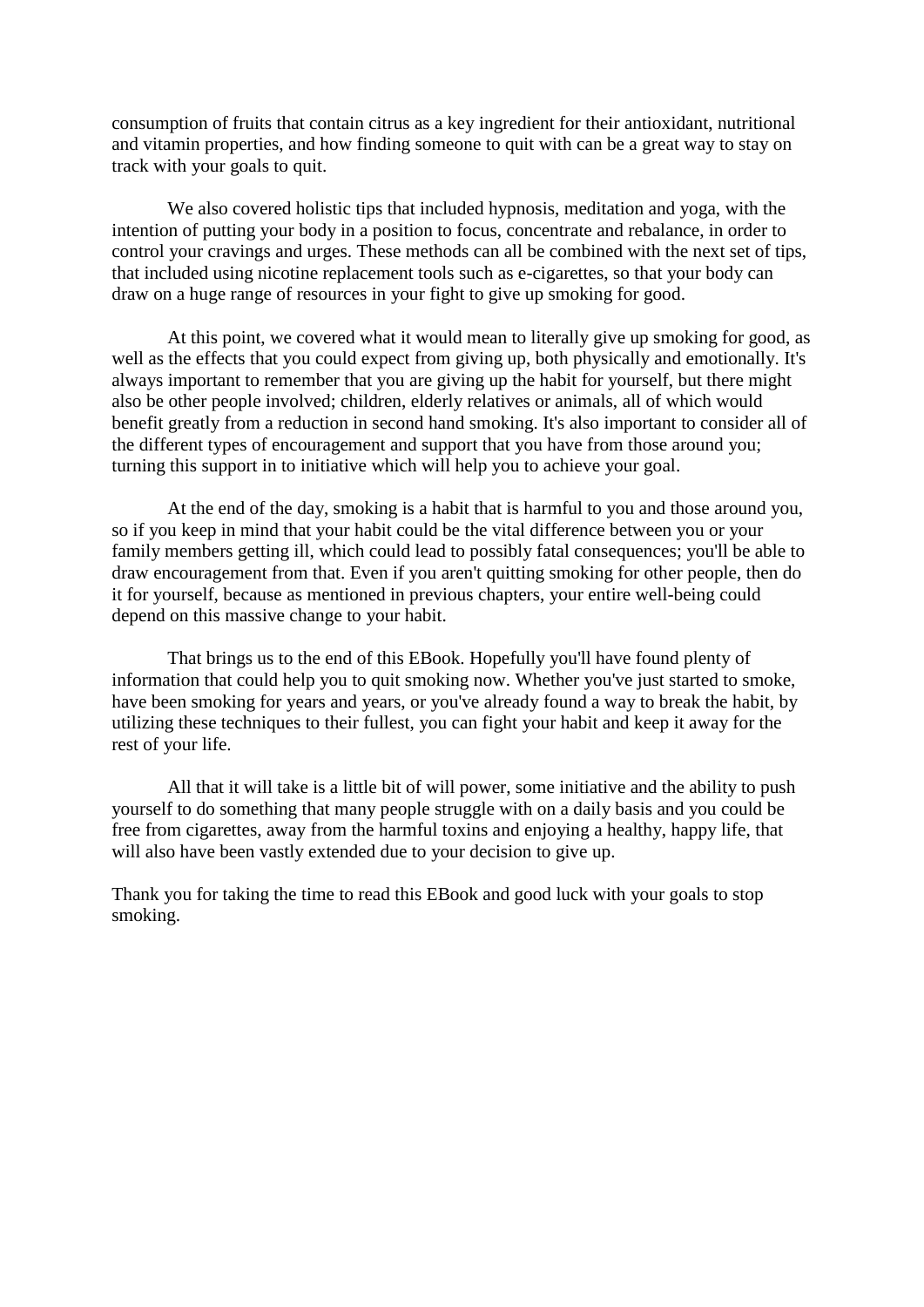consumption of fruits that contain citrus as a key ingredient for their antioxidant, nutritional and vitamin properties, and how finding someone to quit with can be a great way to stay on track with your goals to quit.

We also covered holistic tips that included hypnosis, meditation and yoga, with the intention of putting your body in a position to focus, concentrate and rebalance, in order to control your cravings and urges. These methods can all be combined with the next set of tips, that included using nicotine replacement tools such as e-cigarettes, so that your body can draw on a huge range of resources in your fight to give up smoking for good.

At this point, we covered what it would mean to literally give up smoking for good, as well as the effects that you could expect from giving up, both physically and emotionally. It's always important to remember that you are giving up the habit for yourself, but there might also be other people involved; children, elderly relatives or animals, all of which would benefit greatly from a reduction in second hand smoking. It's also important to consider all of the different types of encouragement and support that you have from those around you; turning this support in to initiative which will help you to achieve your goal.

At the end of the day, smoking is a habit that is harmful to you and those around you, so if you keep in mind that your habit could be the vital difference between you or your family members getting ill, which could lead to possibly fatal consequences; you'll be able to draw encouragement from that. Even if you aren't quitting smoking for other people, then do it for yourself, because as mentioned in previous chapters, your entire well-being could depend on this massive change to your habit.

That brings us to the end of this EBook. Hopefully you'll have found plenty of information that could help you to quit smoking now. Whether you've just started to smoke, have been smoking for years and years, or you've already found a way to break the habit, by utilizing these techniques to their fullest, you can fight your habit and keep it away for the rest of your life.

All that it will take is a little bit of will power, some initiative and the ability to push yourself to do something that many people struggle with on a daily basis and you could be free from cigarettes, away from the harmful toxins and enjoying a healthy, happy life, that will also have been vastly extended due to your decision to give up.

Thank you for taking the time to read this EBook and good luck with your goals to stop smoking.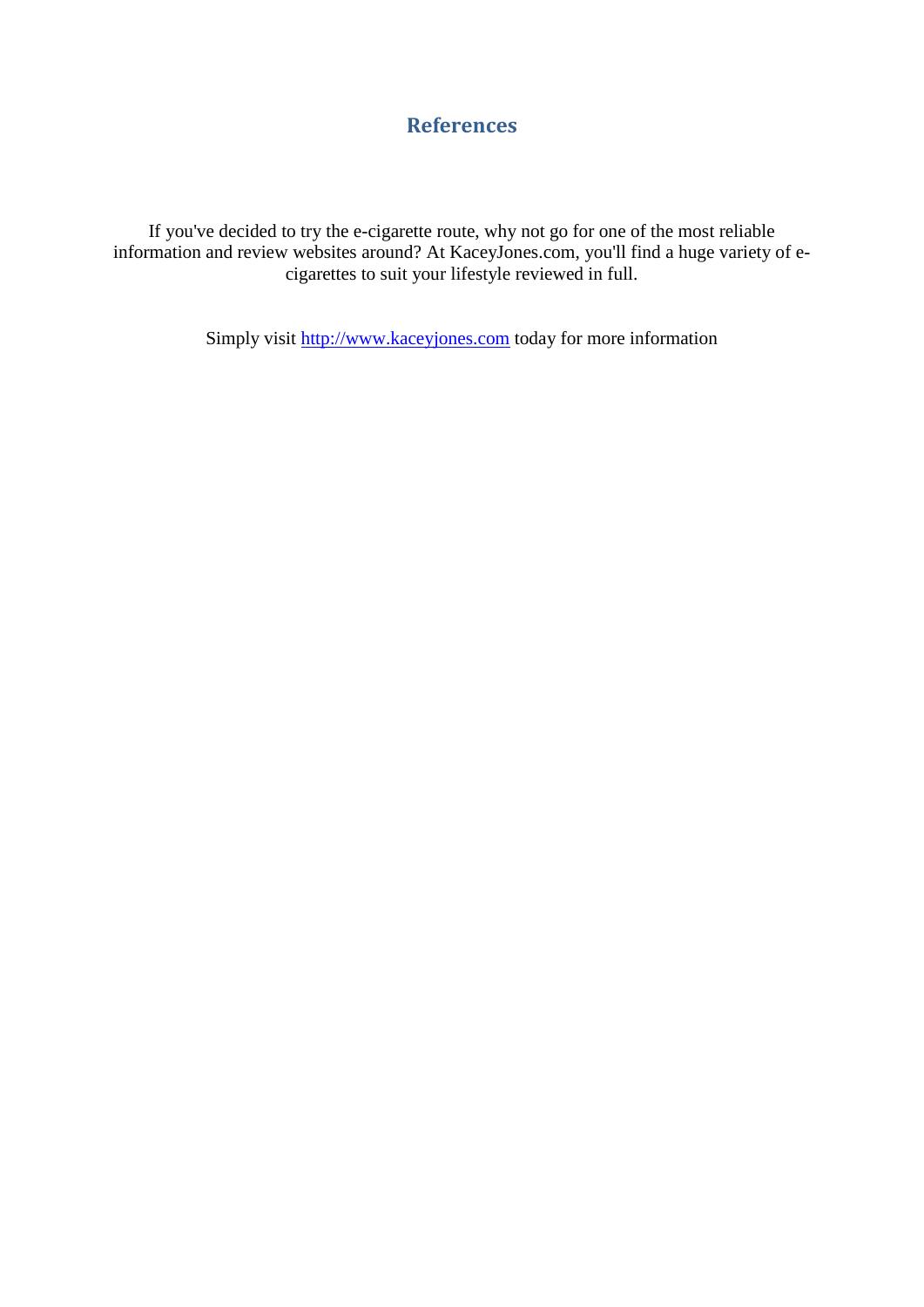## References

If you've decided to try the e-cigarette route, why not go for one of the most reliable information and review websites around? At KaceyJones.com, you'll find a huge variety of e-cigarettes to suit your lifestyle reviewed in full.

Simply visit [http://www.kaceyjones.com](http://www.kaceyjones.com) today for more information